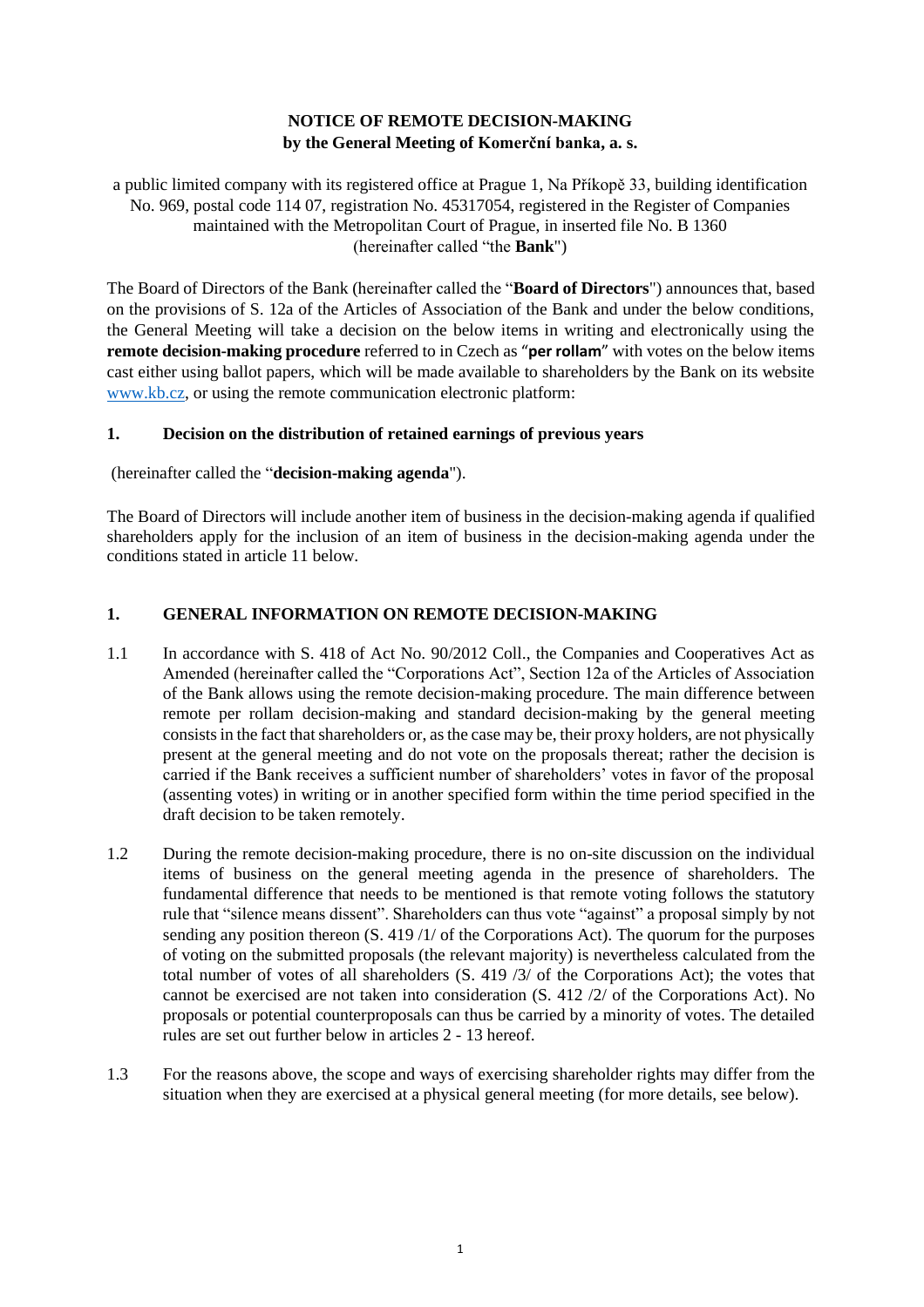**NOTICE OF REMOTE DECISION-MAKING**
**by the General Meeting of Komerční banka, a. s.**

a public limited company with its registered office at Prague 1, Na Příkopě 33, building identification No. 969, postal code 114 07, registration No. 45317054, registered in the Register of Companies maintained with the Metropolitan Court of Prague, in inserted file No. B 1360 (hereinafter called "the **Bank**")

The Board of Directors of the Bank (hereinafter called the "**Board of Directors**") announces that, based on the provisions of S. 12a of the Articles of Association of the Bank and under the below conditions, the General Meeting will take a decision on the below items in writing and electronically using the **remote decision-making procedure** referred to in Czech as "**per rollam**" with votes on the below items cast either using ballot papers, which will be made available to shareholders by the Bank on its website www.kb.cz, or using the remote communication electronic platform:

**1. Decision on the distribution of retained earnings of previous years**

(hereinafter called the "**decision-making agenda**").

The Board of Directors will include another item of business in the decision-making agenda if qualified shareholders apply for the inclusion of an item of business in the decision-making agenda under the conditions stated in article 11 below.

## 1. GENERAL INFORMATION ON REMOTE DECISION-MAKING

1.1 In accordance with S. 418 of Act No. 90/2012 Coll., the Companies and Cooperatives Act as Amended (hereinafter called the "Corporations Act", Section 12a of the Articles of Association of the Bank allows using the remote decision-making procedure. The main difference between remote per rollam decision-making and standard decision-making by the general meeting consists in the fact that shareholders or, as the case may be, their proxy holders, are not physically present at the general meeting and do not vote on the proposals thereat; rather the decision is carried if the Bank receives a sufficient number of shareholders' votes in favor of the proposal (assenting votes) in writing or in another specified form within the time period specified in the draft decision to be taken remotely.

1.2 During the remote decision-making procedure, there is no on-site discussion on the individual items of business on the general meeting agenda in the presence of shareholders. The fundamental difference that needs to be mentioned is that remote voting follows the statutory rule that "silence means dissent". Shareholders can thus vote "against" a proposal simply by not sending any position thereon (S. 419 /1/ of the Corporations Act). The quorum for the purposes of voting on the submitted proposals (the relevant majority) is nevertheless calculated from the total number of votes of all shareholders (S. 419 /3/ of the Corporations Act); the votes that cannot be exercised are not taken into consideration (S. 412 /2/ of the Corporations Act). No proposals or potential counterproposals can thus be carried by a minority of votes. The detailed rules are set out further below in articles 2 - 13 hereof.

1.3 For the reasons above, the scope and ways of exercising shareholder rights may differ from the situation when they are exercised at a physical general meeting (for more details, see below).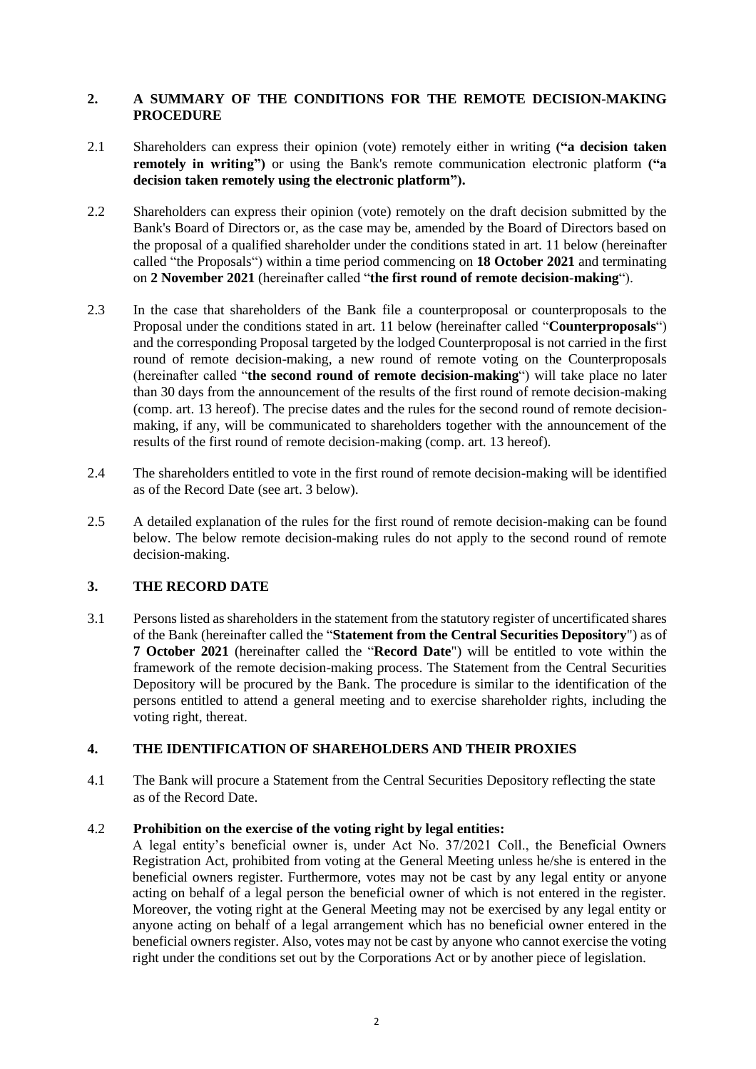## 2. A SUMMARY OF THE CONDITIONS FOR THE REMOTE DECISION-MAKING PROCEDURE

2.1 Shareholders can express their opinion (vote) remotely either in writing **("a decision taken remotely in writing")** or using the Bank's remote communication electronic platform **("a decision taken remotely using the electronic platform").**

2.2 Shareholders can express their opinion (vote) remotely on the draft decision submitted by the Bank's Board of Directors or, as the case may be, amended by the Board of Directors based on the proposal of a qualified shareholder under the conditions stated in art. 11 below (hereinafter called "the Proposals") within a time period commencing on **18 October 2021** and terminating on **2 November 2021** (hereinafter called "**the first round of remote decision-making**").

2.3 In the case that shareholders of the Bank file a counterproposal or counterproposals to the Proposal under the conditions stated in art. 11 below (hereinafter called "**Counterproposals**") and the corresponding Proposal targeted by the lodged Counterproposal is not carried in the first round of remote decision-making, a new round of remote voting on the Counterproposals (hereinafter called "**the second round of remote decision-making**") will take place no later than 30 days from the announcement of the results of the first round of remote decision-making (comp. art. 13 hereof). The precise dates and the rules for the second round of remote decision-making, if any, will be communicated to shareholders together with the announcement of the results of the first round of remote decision-making (comp. art. 13 hereof).

2.4 The shareholders entitled to vote in the first round of remote decision-making will be identified as of the Record Date (see art. 3 below).

2.5 A detailed explanation of the rules for the first round of remote decision-making can be found below. The below remote decision-making rules do not apply to the second round of remote decision-making.

## 3. THE RECORD DATE

3.1 Persons listed as shareholders in the statement from the statutory register of uncertificated shares of the Bank (hereinafter called the "**Statement from the Central Securities Depository**") as of **7 October 2021** (hereinafter called the "**Record Date**") will be entitled to vote within the framework of the remote decision-making process. The Statement from the Central Securities Depository will be procured by the Bank. The procedure is similar to the identification of the persons entitled to attend a general meeting and to exercise shareholder rights, including the voting right, thereat.

## 4. THE IDENTIFICATION OF SHAREHOLDERS AND THEIR PROXIES

4.1 The Bank will procure a Statement from the Central Securities Depository reflecting the state as of the Record Date.

4.2 **Prohibition on the exercise of the voting right by legal entities:**
A legal entity's beneficial owner is, under Act No. 37/2021 Coll., the Beneficial Owners Registration Act, prohibited from voting at the General Meeting unless he/she is entered in the beneficial owners register. Furthermore, votes may not be cast by any legal entity or anyone acting on behalf of a legal person the beneficial owner of which is not entered in the register. Moreover, the voting right at the General Meeting may not be exercised by any legal entity or anyone acting on behalf of a legal arrangement which has no beneficial owner entered in the beneficial owners register. Also, votes may not be cast by anyone who cannot exercise the voting right under the conditions set out by the Corporations Act or by another piece of legislation.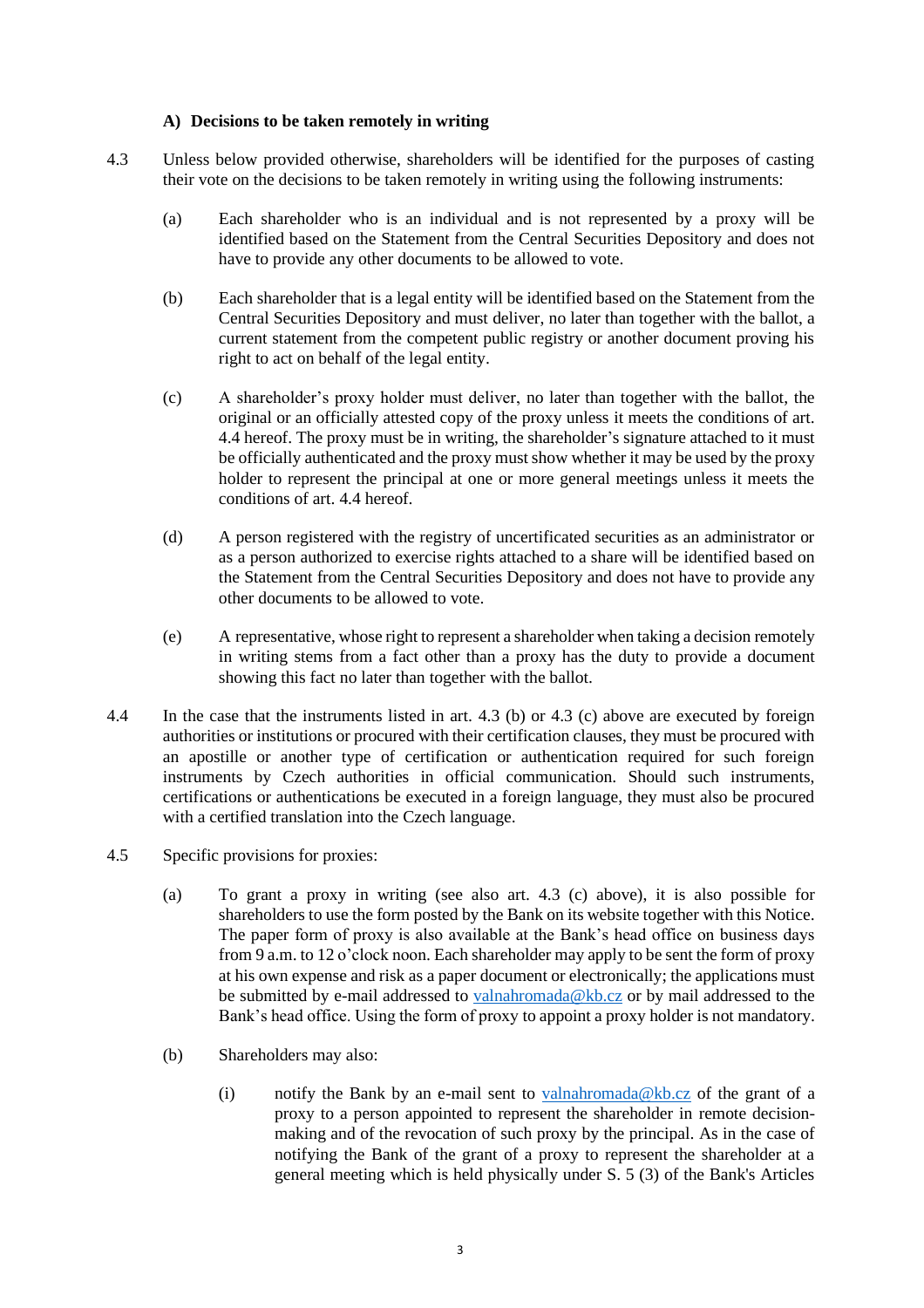#### A) Decisions to be taken remotely in writing

4.3 Unless below provided otherwise, shareholders will be identified for the purposes of casting their vote on the decisions to be taken remotely in writing using the following instruments:

(a) Each shareholder who is an individual and is not represented by a proxy will be identified based on the Statement from the Central Securities Depository and does not have to provide any other documents to be allowed to vote.

(b) Each shareholder that is a legal entity will be identified based on the Statement from the Central Securities Depository and must deliver, no later than together with the ballot, a current statement from the competent public registry or another document proving his right to act on behalf of the legal entity.

(c) A shareholder's proxy holder must deliver, no later than together with the ballot, the original or an officially attested copy of the proxy unless it meets the conditions of art. 4.4 hereof. The proxy must be in writing, the shareholder's signature attached to it must be officially authenticated and the proxy must show whether it may be used by the proxy holder to represent the principal at one or more general meetings unless it meets the conditions of art. 4.4 hereof.

(d) A person registered with the registry of uncertificated securities as an administrator or as a person authorized to exercise rights attached to a share will be identified based on the Statement from the Central Securities Depository and does not have to provide any other documents to be allowed to vote.

(e) A representative, whose right to represent a shareholder when taking a decision remotely in writing stems from a fact other than a proxy has the duty to provide a document showing this fact no later than together with the ballot.

4.4 In the case that the instruments listed in art. 4.3 (b) or 4.3 (c) above are executed by foreign authorities or institutions or procured with their certification clauses, they must be procured with an apostille or another type of certification or authentication required for such foreign instruments by Czech authorities in official communication. Should such instruments, certifications or authentications be executed in a foreign language, they must also be procured with a certified translation into the Czech language.

4.5 Specific provisions for proxies:

(a) To grant a proxy in writing (see also art. 4.3 (c) above), it is also possible for shareholders to use the form posted by the Bank on its website together with this Notice. The paper form of proxy is also available at the Bank's head office on business days from 9 a.m. to 12 o'clock noon. Each shareholder may apply to be sent the form of proxy at his own expense and risk as a paper document or electronically; the applications must be submitted by e-mail addressed to valnahromada@kb.cz or by mail addressed to the Bank's head office. Using the form of proxy to appoint a proxy holder is not mandatory.

(b) Shareholders may also:

(i) notify the Bank by an e-mail sent to valnahromada@kb.cz of the grant of a proxy to a person appointed to represent the shareholder in remote decision-making and of the revocation of such proxy by the principal. As in the case of notifying the Bank of the grant of a proxy to represent the shareholder at a general meeting which is held physically under S. 5 (3) of the Bank's Articles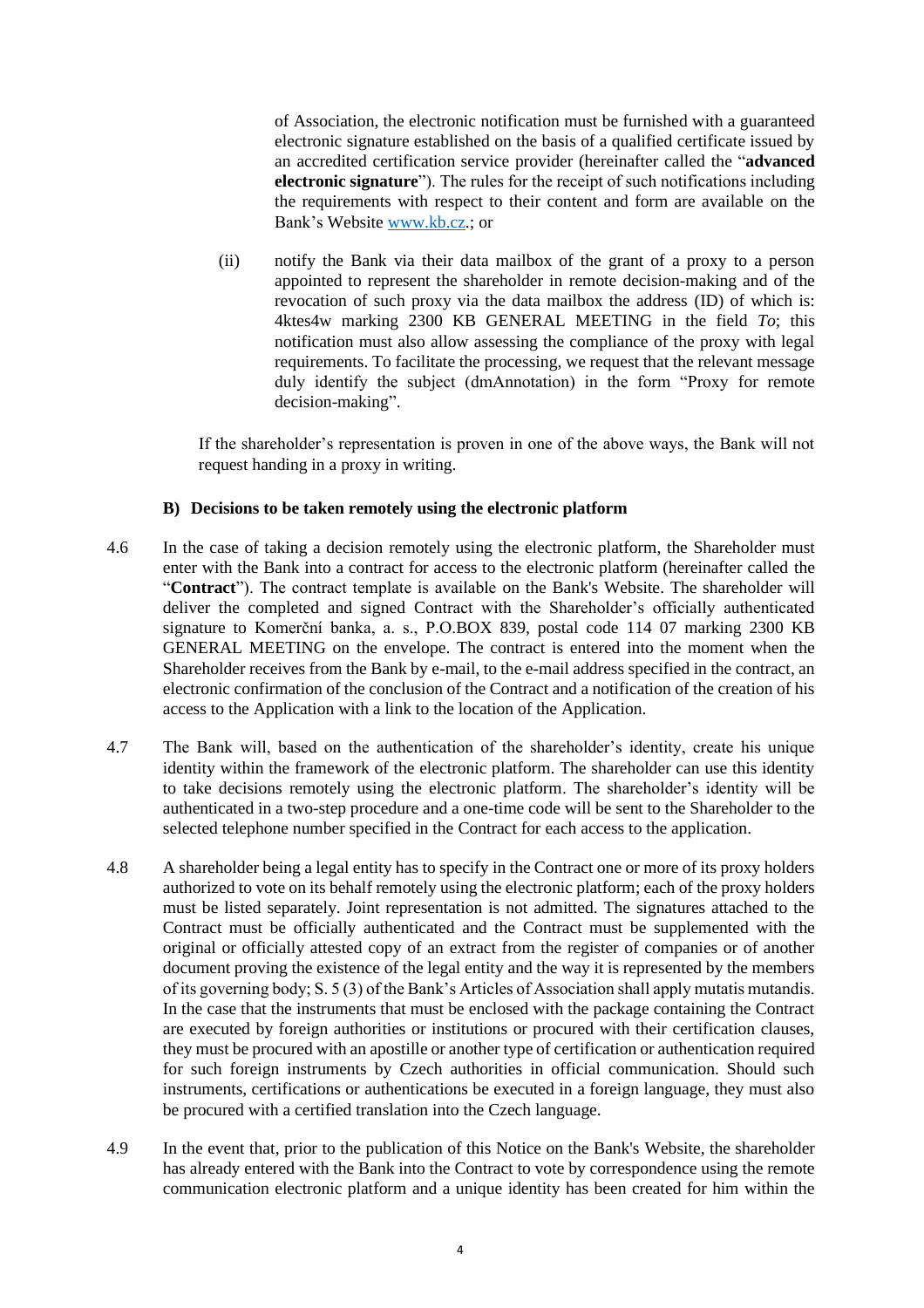of Association, the electronic notification must be furnished with a guaranteed electronic signature established on the basis of a qualified certificate issued by an accredited certification service provider (hereinafter called the "**advanced electronic signature**"). The rules for the receipt of such notifications including the requirements with respect to their content and form are available on the Bank's Website [www.kb.cz](www.kb.cz).; or

(ii) notify the Bank via their data mailbox of the grant of a proxy to a person appointed to represent the shareholder in remote decision-making and of the revocation of such proxy via the data mailbox the address (ID) of which is: 4ktes4w marking 2300 KB GENERAL MEETING in the field *To*; this notification must also allow assessing the compliance of the proxy with legal requirements. To facilitate the processing, we request that the relevant message duly identify the subject (dmAnnotation) in the form "Proxy for remote decision-making".

If the shareholder's representation is proven in one of the above ways, the Bank will not request handing in a proxy in writing.

**B) Decisions to be taken remotely using the electronic platform**

4.6 In the case of taking a decision remotely using the electronic platform, the Shareholder must enter with the Bank into a contract for access to the electronic platform (hereinafter called the "**Contract**"). The contract template is available on the Bank's Website. The shareholder will deliver the completed and signed Contract with the Shareholder's officially authenticated signature to Komerční banka, a. s., P.O.BOX 839, postal code 114 07 marking 2300 KB GENERAL MEETING on the envelope. The contract is entered into the moment when the Shareholder receives from the Bank by e-mail, to the e-mail address specified in the contract, an electronic confirmation of the conclusion of the Contract and a notification of the creation of his access to the Application with a link to the location of the Application.

4.7 The Bank will, based on the authentication of the shareholder's identity, create his unique identity within the framework of the electronic platform. The shareholder can use this identity to take decisions remotely using the electronic platform. The shareholder's identity will be authenticated in a two-step procedure and a one-time code will be sent to the Shareholder to the selected telephone number specified in the Contract for each access to the application.

4.8 A shareholder being a legal entity has to specify in the Contract one or more of its proxy holders authorized to vote on its behalf remotely using the electronic platform; each of the proxy holders must be listed separately. Joint representation is not admitted. The signatures attached to the Contract must be officially authenticated and the Contract must be supplemented with the original or officially attested copy of an extract from the register of companies or of another document proving the existence of the legal entity and the way it is represented by the members of its governing body; S. 5 (3) of the Bank's Articles of Association shall apply mutatis mutandis. In the case that the instruments that must be enclosed with the package containing the Contract are executed by foreign authorities or institutions or procured with their certification clauses, they must be procured with an apostille or another type of certification or authentication required for such foreign instruments by Czech authorities in official communication. Should such instruments, certifications or authentications be executed in a foreign language, they must also be procured with a certified translation into the Czech language.

4.9 In the event that, prior to the publication of this Notice on the Bank's Website, the shareholder has already entered with the Bank into the Contract to vote by correspondence using the remote communication electronic platform and a unique identity has been created for him within the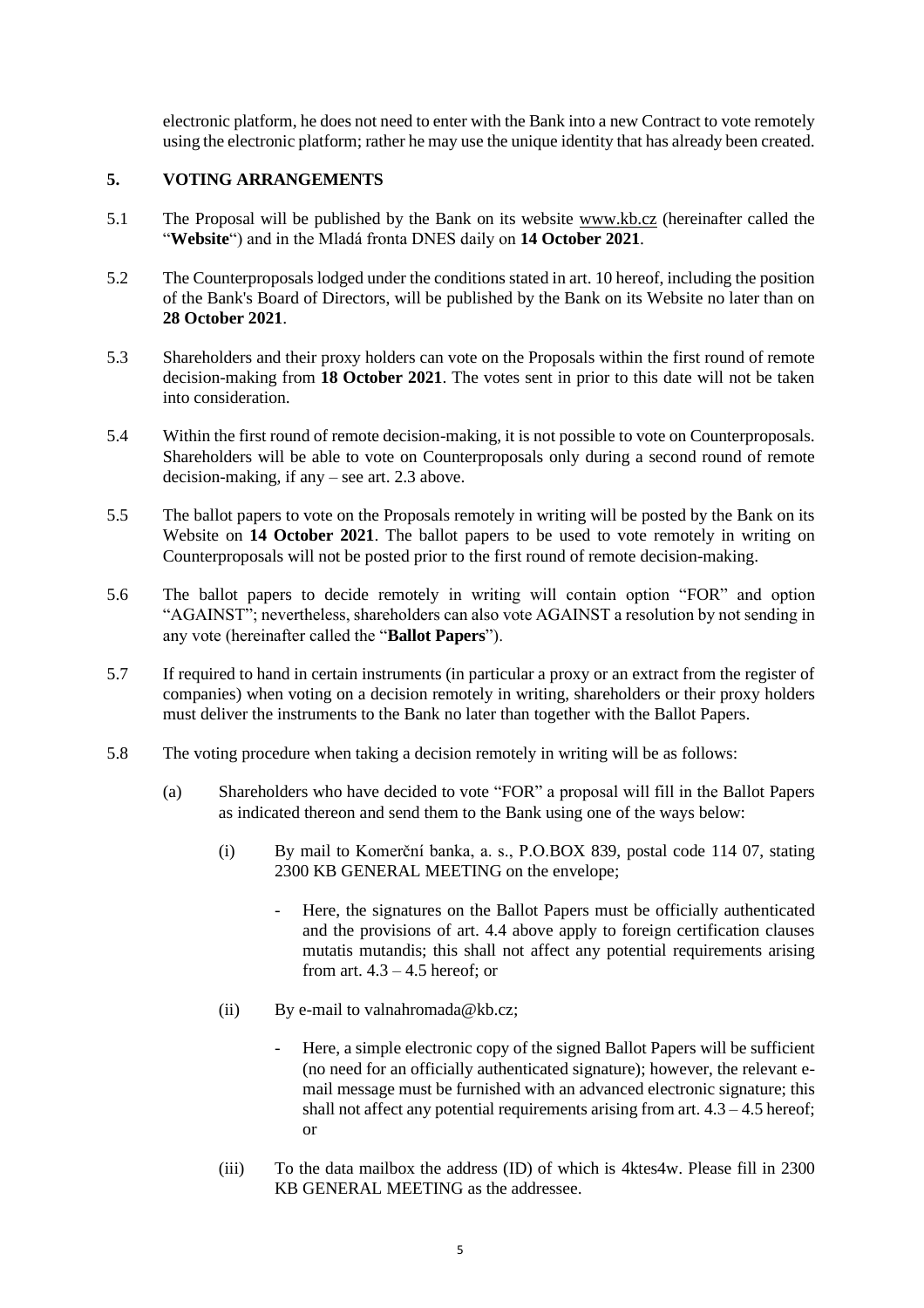electronic platform, he does not need to enter with the Bank into a new Contract to vote remotely using the electronic platform; rather he may use the unique identity that has already been created.

## 5. VOTING ARRANGEMENTS

5.1 The Proposal will be published by the Bank on its website www.kb.cz (hereinafter called the "**Website**") and in the Mladá fronta DNES daily on **14 October 2021**.

5.2 The Counterproposals lodged under the conditions stated in art. 10 hereof, including the position of the Bank's Board of Directors, will be published by the Bank on its Website no later than on **28 October 2021**.

5.3 Shareholders and their proxy holders can vote on the Proposals within the first round of remote decision-making from **18 October 2021**. The votes sent in prior to this date will not be taken into consideration.

5.4 Within the first round of remote decision-making, it is not possible to vote on Counterproposals. Shareholders will be able to vote on Counterproposals only during a second round of remote decision-making, if any – see art. 2.3 above.

5.5 The ballot papers to vote on the Proposals remotely in writing will be posted by the Bank on its Website on **14 October 2021**. The ballot papers to be used to vote remotely in writing on Counterproposals will not be posted prior to the first round of remote decision-making.

5.6 The ballot papers to decide remotely in writing will contain option "FOR" and option "AGAINST"; nevertheless, shareholders can also vote AGAINST a resolution by not sending in any vote (hereinafter called the "**Ballot Papers**").

5.7 If required to hand in certain instruments (in particular a proxy or an extract from the register of companies) when voting on a decision remotely in writing, shareholders or their proxy holders must deliver the instruments to the Bank no later than together with the Ballot Papers.

5.8 The voting procedure when taking a decision remotely in writing will be as follows:

(a) Shareholders who have decided to vote "FOR" a proposal will fill in the Ballot Papers as indicated thereon and send them to the Bank using one of the ways below:

(i) By mail to Komerční banka, a. s., P.O.BOX 839, postal code 114 07, stating 2300 KB GENERAL MEETING on the envelope;

- Here, the signatures on the Ballot Papers must be officially authenticated and the provisions of art. 4.4 above apply to foreign certification clauses mutatis mutandis; this shall not affect any potential requirements arising from art. 4.3 – 4.5 hereof; or

(ii) By e-mail to valnahromada@kb.cz;

- Here, a simple electronic copy of the signed Ballot Papers will be sufficient (no need for an officially authenticated signature); however, the relevant e-mail message must be furnished with an advanced electronic signature; this shall not affect any potential requirements arising from art. 4.3 – 4.5 hereof; or

(iii) To the data mailbox the address (ID) of which is 4ktes4w. Please fill in 2300 KB GENERAL MEETING as the addressee.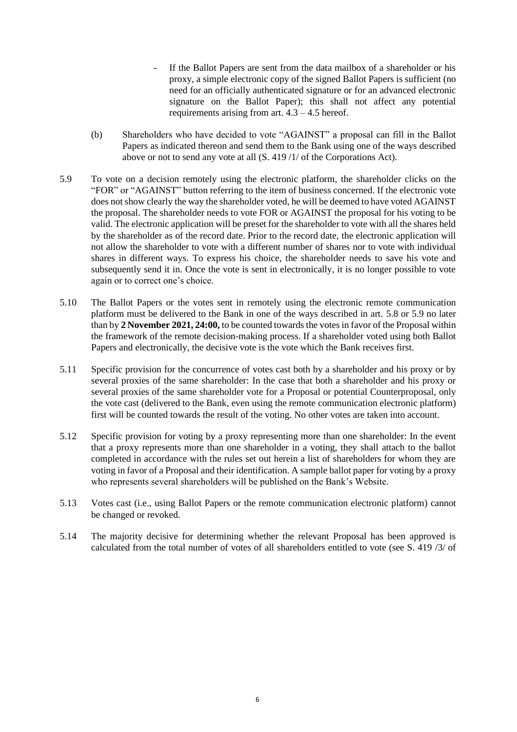- If the Ballot Papers are sent from the data mailbox of a shareholder or his proxy, a simple electronic copy of the signed Ballot Papers is sufficient (no need for an officially authenticated signature or for an advanced electronic signature on the Ballot Paper); this shall not affect any potential requirements arising from art. 4.3 – 4.5 hereof.

(b) Shareholders who have decided to vote "AGAINST" a proposal can fill in the Ballot Papers as indicated thereon and send them to the Bank using one of the ways described above or not to send any vote at all (S. 419 /1/ of the Corporations Act).

5.9 To vote on a decision remotely using the electronic platform, the shareholder clicks on the "FOR" or "AGAINST" button referring to the item of business concerned. If the electronic vote does not show clearly the way the shareholder voted, he will be deemed to have voted AGAINST the proposal. The shareholder needs to vote FOR or AGAINST the proposal for his voting to be valid. The electronic application will be preset for the shareholder to vote with all the shares held by the shareholder as of the record date. Prior to the record date, the electronic application will not allow the shareholder to vote with a different number of shares nor to vote with individual shares in different ways. To express his choice, the shareholder needs to save his vote and subsequently send it in. Once the vote is sent in electronically, it is no longer possible to vote again or to correct one's choice.

5.10 The Ballot Papers or the votes sent in remotely using the electronic remote communication platform must be delivered to the Bank in one of the ways described in art. 5.8 or 5.9 no later than by **2 November 2021, 24:00,** to be counted towards the votes in favor of the Proposal within the framework of the remote decision-making process. If a shareholder voted using both Ballot Papers and electronically, the decisive vote is the vote which the Bank receives first.

5.11 Specific provision for the concurrence of votes cast both by a shareholder and his proxy or by several proxies of the same shareholder: In the case that both a shareholder and his proxy or several proxies of the same shareholder vote for a Proposal or potential Counterproposal, only the vote cast (delivered to the Bank, even using the remote communication electronic platform) first will be counted towards the result of the voting. No other votes are taken into account.

5.12 Specific provision for voting by a proxy representing more than one shareholder: In the event that a proxy represents more than one shareholder in a voting, they shall attach to the ballot completed in accordance with the rules set out herein a list of shareholders for whom they are voting in favor of a Proposal and their identification. A sample ballot paper for voting by a proxy who represents several shareholders will be published on the Bank's Website.

5.13 Votes cast (i.e., using Ballot Papers or the remote communication electronic platform) cannot be changed or revoked.

5.14 The majority decisive for determining whether the relevant Proposal has been approved is calculated from the total number of votes of all shareholders entitled to vote (see S. 419 /3/ of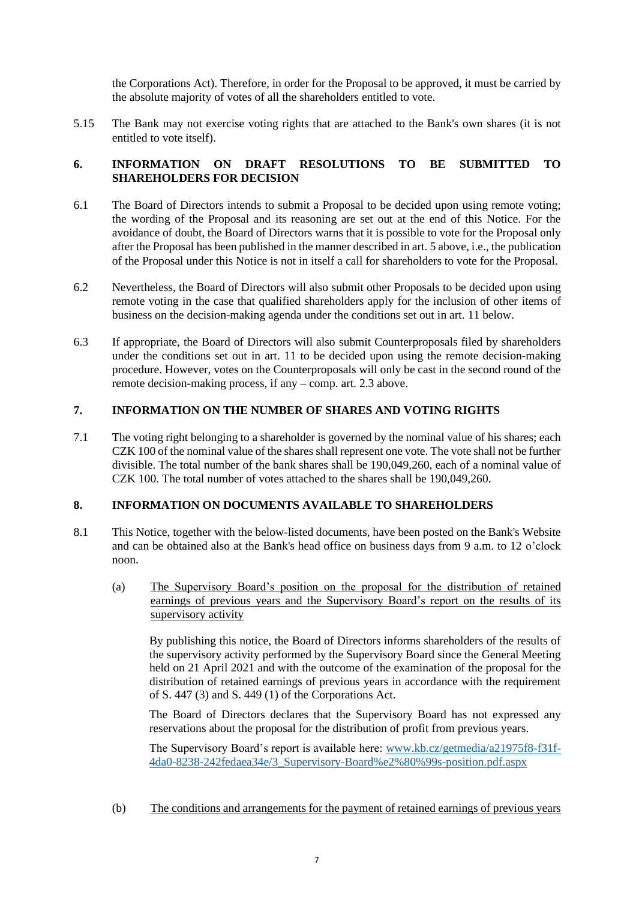the Corporations Act). Therefore, in order for the Proposal to be approved, it must be carried by the absolute majority of votes of all the shareholders entitled to vote.

5.15 The Bank may not exercise voting rights that are attached to the Bank's own shares (it is not entitled to vote itself).

## 6. INFORMATION ON DRAFT RESOLUTIONS TO BE SUBMITTED TO SHAREHOLDERS FOR DECISION

6.1 The Board of Directors intends to submit a Proposal to be decided upon using remote voting; the wording of the Proposal and its reasoning are set out at the end of this Notice. For the avoidance of doubt, the Board of Directors warns that it is possible to vote for the Proposal only after the Proposal has been published in the manner described in art. 5 above, i.e., the publication of the Proposal under this Notice is not in itself a call for shareholders to vote for the Proposal.

6.2 Nevertheless, the Board of Directors will also submit other Proposals to be decided upon using remote voting in the case that qualified shareholders apply for the inclusion of other items of business on the decision-making agenda under the conditions set out in art. 11 below.

6.3 If appropriate, the Board of Directors will also submit Counterproposals filed by shareholders under the conditions set out in art. 11 to be decided upon using the remote decision-making procedure. However, votes on the Counterproposals will only be cast in the second round of the remote decision-making process, if any – comp. art. 2.3 above.

## 7. INFORMATION ON THE NUMBER OF SHARES AND VOTING RIGHTS

7.1 The voting right belonging to a shareholder is governed by the nominal value of his shares; each CZK 100 of the nominal value of the shares shall represent one vote. The vote shall not be further divisible. The total number of the bank shares shall be 190,049,260, each of a nominal value of CZK 100. The total number of votes attached to the shares shall be 190,049,260.

## 8. INFORMATION ON DOCUMENTS AVAILABLE TO SHAREHOLDERS

8.1 This Notice, together with the below-listed documents, have been posted on the Bank's Website and can be obtained also at the Bank's head office on business days from 9 a.m. to 12 o'clock noon.

(a) The Supervisory Board's position on the proposal for the distribution of retained earnings of previous years and the Supervisory Board's report on the results of its supervisory activity

By publishing this notice, the Board of Directors informs shareholders of the results of the supervisory activity performed by the Supervisory Board since the General Meeting held on 21 April 2021 and with the outcome of the examination of the proposal for the distribution of retained earnings of previous years in accordance with the requirement of S. 447 (3) and S. 449 (1) of the Corporations Act.

The Board of Directors declares that the Supervisory Board has not expressed any reservations about the proposal for the distribution of profit from previous years.

The Supervisory Board's report is available here: [www.kb.cz/getmedia/a21975f8-f31f-4da0-8238-242fedaea34e/3_Supervisory-Board%e2%80%99s-position.pdf.aspx](www.kb.cz/getmedia/a21975f8-f31f-4da0-8238-242fedaea34e/3_Supervisory-Board%e2%80%99s-position.pdf.aspx)

(b) The conditions and arrangements for the payment of retained earnings of previous years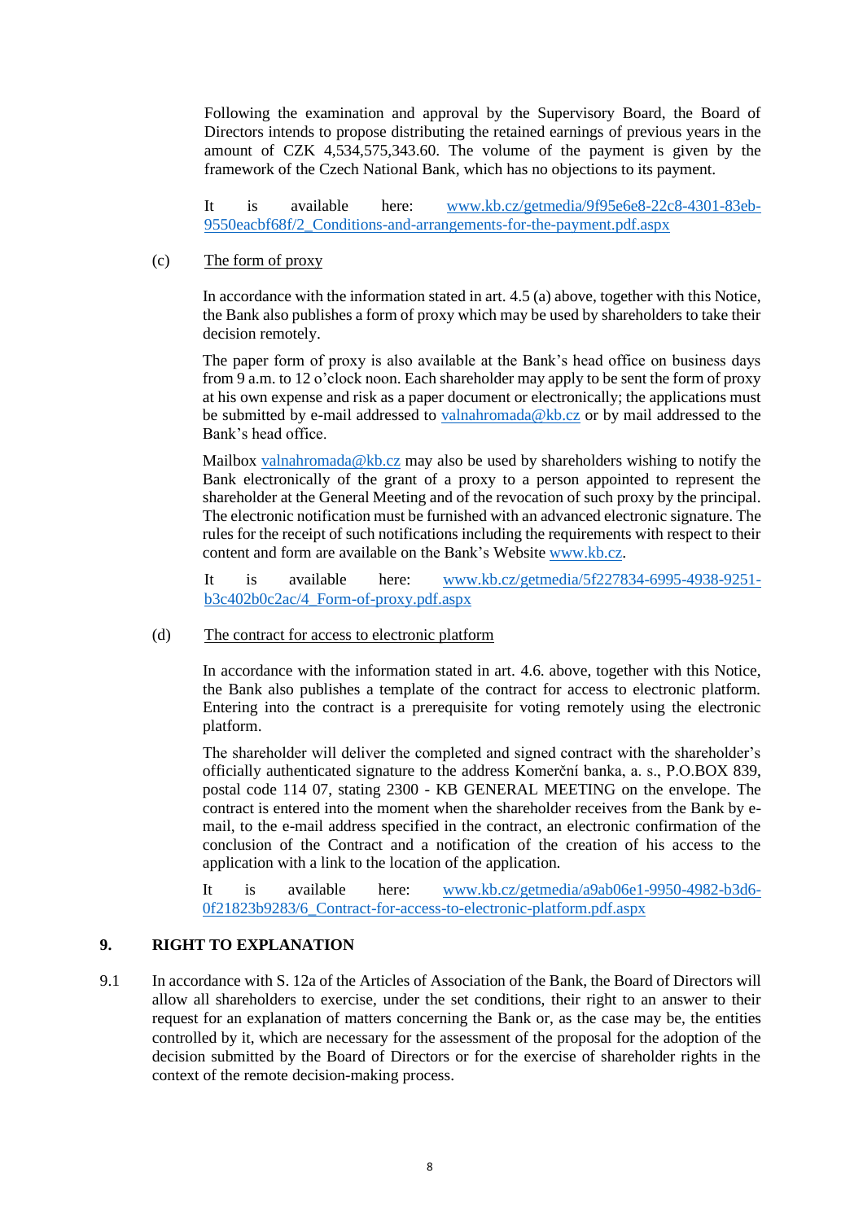Following the examination and approval by the Supervisory Board, the Board of Directors intends to propose distributing the retained earnings of previous years in the amount of CZK 4,534,575,343.60. The volume of the payment is given by the framework of the Czech National Bank, which has no objections to its payment.

It is available here: [www.kb.cz/getmedia/9f95e6e8-22c8-4301-83eb-9550eacbf68f/2_Conditions-and-arrangements-for-the-payment.pdf.aspx](www.kb.cz/getmedia/9f95e6e8-22c8-4301-83eb-9550eacbf68f/2_Conditions-and-arrangements-for-the-payment.pdf.aspx)

(c) The form of proxy

In accordance with the information stated in art. 4.5 (a) above, together with this Notice, the Bank also publishes a form of proxy which may be used by shareholders to take their decision remotely.

The paper form of proxy is also available at the Bank's head office on business days from 9 a.m. to 12 o'clock noon. Each shareholder may apply to be sent the form of proxy at his own expense and risk as a paper document or electronically; the applications must be submitted by e-mail addressed to [valnahromada@kb.cz](mailto:valnahromada@kb.cz) or by mail addressed to the Bank's head office.

Mailbox [valnahromada@kb.cz](mailto:valnahromada@kb.cz) may also be used by shareholders wishing to notify the Bank electronically of the grant of a proxy to a person appointed to represent the shareholder at the General Meeting and of the revocation of such proxy by the principal. The electronic notification must be furnished with an advanced electronic signature. The rules for the receipt of such notifications including the requirements with respect to their content and form are available on the Bank's Website [www.kb.cz](www.kb.cz).

It is available here: [www.kb.cz/getmedia/5f227834-6995-4938-9251-b3c402b0c2ac/4_Form-of-proxy.pdf.aspx](www.kb.cz/getmedia/5f227834-6995-4938-9251-b3c402b0c2ac/4_Form-of-proxy.pdf.aspx)

(d) The contract for access to electronic platform

In accordance with the information stated in art. 4.6. above, together with this Notice, the Bank also publishes a template of the contract for access to electronic platform. Entering into the contract is a prerequisite for voting remotely using the electronic platform.

The shareholder will deliver the completed and signed contract with the shareholder's officially authenticated signature to the address Komerční banka, a. s., P.O.BOX 839, postal code 114 07, stating 2300 - KB GENERAL MEETING on the envelope. The contract is entered into the moment when the shareholder receives from the Bank by e-mail, to the e-mail address specified in the contract, an electronic confirmation of the conclusion of the Contract and a notification of the creation of his access to the application with a link to the location of the application.

It is available here: [www.kb.cz/getmedia/a9ab06e1-9950-4982-b3d6-0f21823b9283/6_Contract-for-access-to-electronic-platform.pdf.aspx](www.kb.cz/getmedia/a9ab06e1-9950-4982-b3d6-0f21823b9283/6_Contract-for-access-to-electronic-platform.pdf.aspx)

## 9. RIGHT TO EXPLANATION

9.1 In accordance with S. 12a of the Articles of Association of the Bank, the Board of Directors will allow all shareholders to exercise, under the set conditions, their right to an answer to their request for an explanation of matters concerning the Bank or, as the case may be, the entities controlled by it, which are necessary for the assessment of the proposal for the adoption of the decision submitted by the Board of Directors or for the exercise of shareholder rights in the context of the remote decision-making process.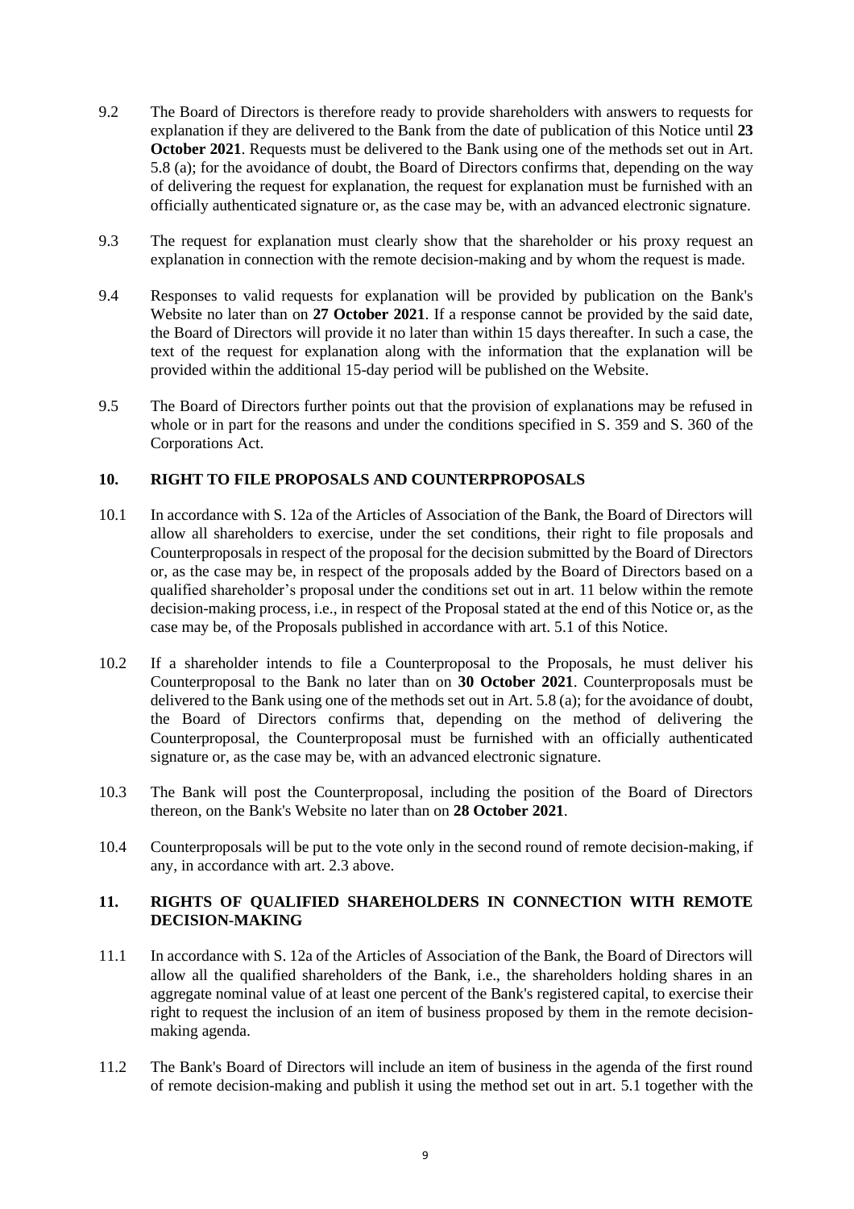9.2 The Board of Directors is therefore ready to provide shareholders with answers to requests for explanation if they are delivered to the Bank from the date of publication of this Notice until **23 October 2021**. Requests must be delivered to the Bank using one of the methods set out in Art. 5.8 (a); for the avoidance of doubt, the Board of Directors confirms that, depending on the way of delivering the request for explanation, the request for explanation must be furnished with an officially authenticated signature or, as the case may be, with an advanced electronic signature.

9.3 The request for explanation must clearly show that the shareholder or his proxy request an explanation in connection with the remote decision-making and by whom the request is made.

9.4 Responses to valid requests for explanation will be provided by publication on the Bank's Website no later than on **27 October 2021**. If a response cannot be provided by the said date, the Board of Directors will provide it no later than within 15 days thereafter. In such a case, the text of the request for explanation along with the information that the explanation will be provided within the additional 15-day period will be published on the Website.

9.5 The Board of Directors further points out that the provision of explanations may be refused in whole or in part for the reasons and under the conditions specified in S. 359 and S. 360 of the Corporations Act.

## 10. RIGHT TO FILE PROPOSALS AND COUNTERPROPOSALS

10.1 In accordance with S. 12a of the Articles of Association of the Bank, the Board of Directors will allow all shareholders to exercise, under the set conditions, their right to file proposals and Counterproposals in respect of the proposal for the decision submitted by the Board of Directors or, as the case may be, in respect of the proposals added by the Board of Directors based on a qualified shareholder's proposal under the conditions set out in art. 11 below within the remote decision-making process, i.e., in respect of the Proposal stated at the end of this Notice or, as the case may be, of the Proposals published in accordance with art. 5.1 of this Notice.

10.2 If a shareholder intends to file a Counterproposal to the Proposals, he must deliver his Counterproposal to the Bank no later than on **30 October 2021**. Counterproposals must be delivered to the Bank using one of the methods set out in Art. 5.8 (a); for the avoidance of doubt, the Board of Directors confirms that, depending on the method of delivering the Counterproposal, the Counterproposal must be furnished with an officially authenticated signature or, as the case may be, with an advanced electronic signature.

10.3 The Bank will post the Counterproposal, including the position of the Board of Directors thereon, on the Bank's Website no later than on **28 October 2021**.

10.4 Counterproposals will be put to the vote only in the second round of remote decision-making, if any, in accordance with art. 2.3 above.

## 11. RIGHTS OF QUALIFIED SHAREHOLDERS IN CONNECTION WITH REMOTE DECISION-MAKING

11.1 In accordance with S. 12a of the Articles of Association of the Bank, the Board of Directors will allow all the qualified shareholders of the Bank, i.e., the shareholders holding shares in an aggregate nominal value of at least one percent of the Bank's registered capital, to exercise their right to request the inclusion of an item of business proposed by them in the remote decision-making agenda.

11.2 The Bank's Board of Directors will include an item of business in the agenda of the first round of remote decision-making and publish it using the method set out in art. 5.1 together with the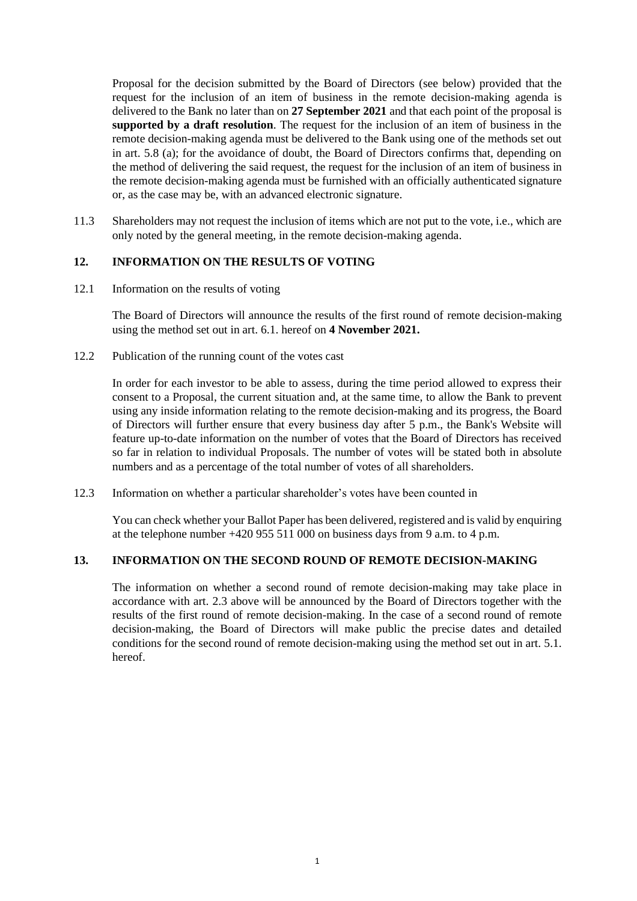Proposal for the decision submitted by the Board of Directors (see below) provided that the request for the inclusion of an item of business in the remote decision-making agenda is delivered to the Bank no later than on **27 September 2021** and that each point of the proposal is **supported by a draft resolution**. The request for the inclusion of an item of business in the remote decision-making agenda must be delivered to the Bank using one of the methods set out in art. 5.8 (a); for the avoidance of doubt, the Board of Directors confirms that, depending on the method of delivering the said request, the request for the inclusion of an item of business in the remote decision-making agenda must be furnished with an officially authenticated signature or, as the case may be, with an advanced electronic signature.

11.3 Shareholders may not request the inclusion of items which are not put to the vote, i.e., which are only noted by the general meeting, in the remote decision-making agenda.

## 12. INFORMATION ON THE RESULTS OF VOTING

12.1 Information on the results of voting

The Board of Directors will announce the results of the first round of remote decision-making using the method set out in art. 6.1. hereof on **4 November 2021.**

12.2 Publication of the running count of the votes cast

In order for each investor to be able to assess, during the time period allowed to express their consent to a Proposal, the current situation and, at the same time, to allow the Bank to prevent using any inside information relating to the remote decision-making and its progress, the Board of Directors will further ensure that every business day after 5 p.m., the Bank's Website will feature up-to-date information on the number of votes that the Board of Directors has received so far in relation to individual Proposals. The number of votes will be stated both in absolute numbers and as a percentage of the total number of votes of all shareholders.

12.3 Information on whether a particular shareholder's votes have been counted in

You can check whether your Ballot Paper has been delivered, registered and is valid by enquiring at the telephone number +420 955 511 000 on business days from 9 a.m. to 4 p.m.

## 13. INFORMATION ON THE SECOND ROUND OF REMOTE DECISION-MAKING

The information on whether a second round of remote decision-making may take place in accordance with art. 2.3 above will be announced by the Board of Directors together with the results of the first round of remote decision-making. In the case of a second round of remote decision-making, the Board of Directors will make public the precise dates and detailed conditions for the second round of remote decision-making using the method set out in art. 5.1. hereof.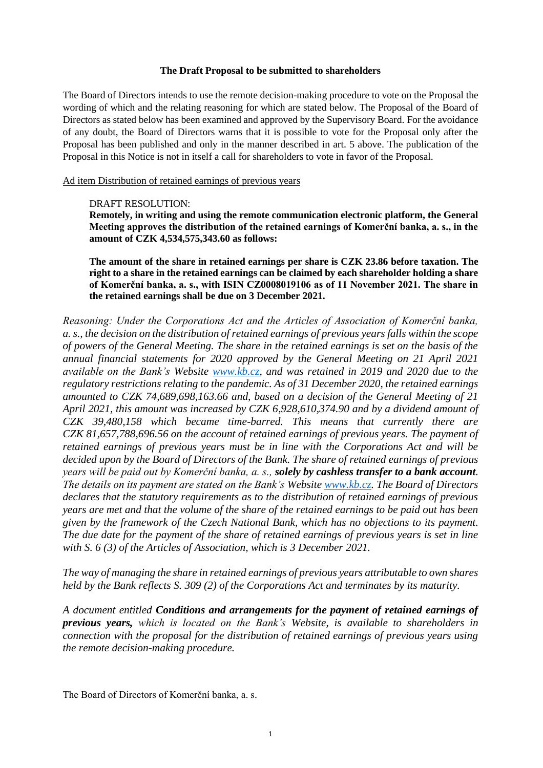**The Draft Proposal to be submitted to shareholders**

The Board of Directors intends to use the remote decision-making procedure to vote on the Proposal the wording of which and the relating reasoning for which are stated below. The Proposal of the Board of Directors as stated below has been examined and approved by the Supervisory Board. For the avoidance of any doubt, the Board of Directors warns that it is possible to vote for the Proposal only after the Proposal has been published and only in the manner described in art. 5 above. The publication of the Proposal in this Notice is not in itself a call for shareholders to vote in favor of the Proposal.

Ad item Distribution of retained earnings of previous years

DRAFT RESOLUTION:
**Remotely, in writing and using the remote communication electronic platform, the General Meeting approves the distribution of the retained earnings of Komerční banka, a. s., in the amount of CZK 4,534,575,343.60 as follows:**

**The amount of the share in retained earnings per share is CZK 23.86 before taxation. The right to a share in the retained earnings can be claimed by each shareholder holding a share of Komerční banka, a. s., with ISIN CZ0008019106 as of 11 November 2021. The share in the retained earnings shall be due on 3 December 2021.**

*Reasoning: Under the Corporations Act and the Articles of Association of Komerční banka, a. s., the decision on the distribution of retained earnings of previous years falls within the scope of powers of the General Meeting. The share in the retained earnings is set on the basis of the annual financial statements for 2020 approved by the General Meeting on 21 April 2021 available on the Bank's Website www.kb.cz, and was retained in 2019 and 2020 due to the regulatory restrictions relating to the pandemic. As of 31 December 2020, the retained earnings amounted to CZK 74,689,698,163.66 and, based on a decision of the General Meeting of 21 April 2021, this amount was increased by CZK 6,928,610,374.90 and by a dividend amount of CZK 39,480,158 which became time-barred. This means that currently there are CZK 81,657,788,696.56 on the account of retained earnings of previous years. The payment of retained earnings of previous years must be in line with the Corporations Act and will be decided upon by the Board of Directors of the Bank. The share of retained earnings of previous years will be paid out by Komerční banka, a. s.,* ***solely by cashless transfer to a bank account****. The details on its payment are stated on the Bank's Website www.kb.cz. The Board of Directors declares that the statutory requirements as to the distribution of retained earnings of previous years are met and that the volume of the share of the retained earnings to be paid out has been given by the framework of the Czech National Bank, which has no objections to its payment. The due date for the payment of the share of retained earnings of previous years is set in line with S. 6 (3) of the Articles of Association, which is 3 December 2021.*

*The way of managing the share in retained earnings of previous years attributable to own shares held by the Bank reflects S. 309 (2) of the Corporations Act and terminates by its maturity.*

*A document entitled* ***Conditions and arrangements for the payment of retained earnings of previous years,*** *which is located on the Bank's Website, is available to shareholders in connection with the proposal for the distribution of retained earnings of previous years using the remote decision-making procedure.*

The Board of Directors of Komerční banka, a. s.